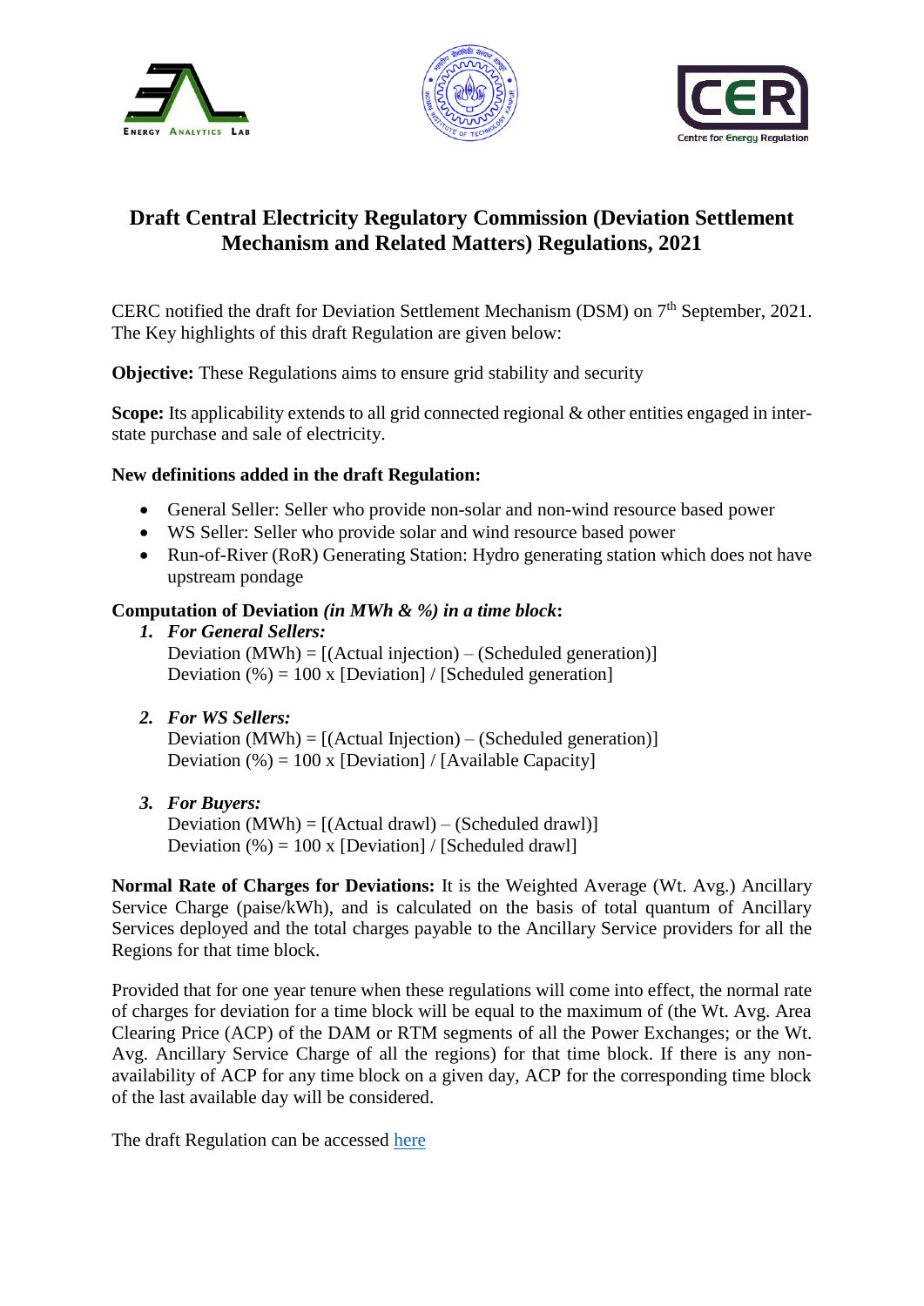# Draft Central Electricity Regulatory Commission (Deviation Settlement Mechanism and Related Matters) Regulations, 2021

CERC notified the draft for Deviation Settlement Mechanism (DSM) on 7th September, 2021. The Key highlights of this draft Regulation are given below:

**Objective:** These Regulations aims to ensure grid stability and security

**Scope:** Its applicability extends to all grid connected regional & other entities engaged in inter-state purchase and sale of electricity.

**New definitions added in the draft Regulation:**

- General Seller: Seller who provide non-solar and non-wind resource based power
- WS Seller: Seller who provide solar and wind resource based power
- Run-of-River (RoR) Generating Station: Hydro generating station which does not have upstream pondage

**Computation of Deviation** ***(in MWh & %) in a time block*****:**

1. ***For General Sellers:***
   Deviation (MWh) = [(Actual injection) – (Scheduled generation)]
   Deviation (%) = 100 x [Deviation] / [Scheduled generation]

2. ***For WS Sellers:***
   Deviation (MWh) = [(Actual Injection) – (Scheduled generation)]
   Deviation (%) = 100 x [Deviation] / [Available Capacity]

3. ***For Buyers:***
   Deviation (MWh) = [(Actual drawl) – (Scheduled drawl)]
   Deviation (%) = 100 x [Deviation] / [Scheduled drawl]

**Normal Rate of Charges for Deviations:** It is the Weighted Average (Wt. Avg.) Ancillary Service Charge (paise/kWh), and is calculated on the basis of total quantum of Ancillary Services deployed and the total charges payable to the Ancillary Service providers for all the Regions for that time block.

Provided that for one year tenure when these regulations will come into effect, the normal rate of charges for deviation for a time block will be equal to the maximum of (the Wt. Avg. Area Clearing Price (ACP) of the DAM or RTM segments of all the Power Exchanges; or the Wt. Avg. Ancillary Service Charge of all the regions) for that time block. If there is any non-availability of ACP for any time block on a given day, ACP for the corresponding time block of the last available day will be considered.

The draft Regulation can be accessed here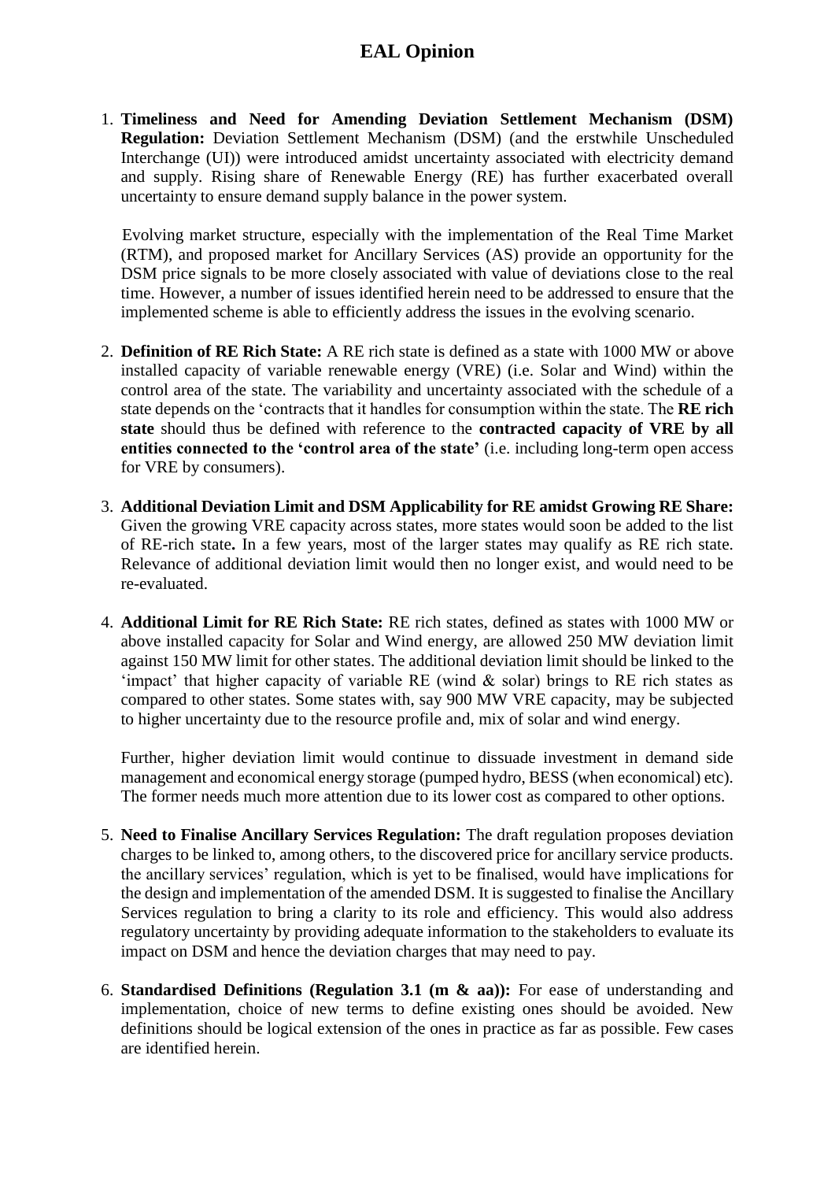# EAL Opinion

1. **Timeliness and Need for Amending Deviation Settlement Mechanism (DSM) Regulation:** Deviation Settlement Mechanism (DSM) (and the erstwhile Unscheduled Interchange (UI)) were introduced amidst uncertainty associated with electricity demand and supply. Rising share of Renewable Energy (RE) has further exacerbated overall uncertainty to ensure demand supply balance in the power system.

   Evolving market structure, especially with the implementation of the Real Time Market (RTM), and proposed market for Ancillary Services (AS) provide an opportunity for the DSM price signals to be more closely associated with value of deviations close to the real time. However, a number of issues identified herein need to be addressed to ensure that the implemented scheme is able to efficiently address the issues in the evolving scenario.

2. **Definition of RE Rich State:** A RE rich state is defined as a state with 1000 MW or above installed capacity of variable renewable energy (VRE) (i.e. Solar and Wind) within the control area of the state. The variability and uncertainty associated with the schedule of a state depends on the 'contracts that it handles for consumption within the state. The **RE rich state** should thus be defined with reference to the **contracted capacity of VRE by all entities connected to the 'control area of the state'** (i.e. including long-term open access for VRE by consumers).

3. **Additional Deviation Limit and DSM Applicability for RE amidst Growing RE Share:** Given the growing VRE capacity across states, more states would soon be added to the list of RE-rich state**.** In a few years, most of the larger states may qualify as RE rich state. Relevance of additional deviation limit would then no longer exist, and would need to be re-evaluated.

4. **Additional Limit for RE Rich State:** RE rich states, defined as states with 1000 MW or above installed capacity for Solar and Wind energy, are allowed 250 MW deviation limit against 150 MW limit for other states. The additional deviation limit should be linked to the 'impact' that higher capacity of variable RE (wind & solar) brings to RE rich states as compared to other states. Some states with, say 900 MW VRE capacity, may be subjected to higher uncertainty due to the resource profile and, mix of solar and wind energy.

   Further, higher deviation limit would continue to dissuade investment in demand side management and economical energy storage (pumped hydro, BESS (when economical) etc). The former needs much more attention due to its lower cost as compared to other options.

5. **Need to Finalise Ancillary Services Regulation:** The draft regulation proposes deviation charges to be linked to, among others, to the discovered price for ancillary service products. the ancillary services' regulation, which is yet to be finalised, would have implications for the design and implementation of the amended DSM. It is suggested to finalise the Ancillary Services regulation to bring a clarity to its role and efficiency. This would also address regulatory uncertainty by providing adequate information to the stakeholders to evaluate its impact on DSM and hence the deviation charges that may need to pay.

6. **Standardised Definitions (Regulation 3.1 (m & aa)):** For ease of understanding and implementation, choice of new terms to define existing ones should be avoided. New definitions should be logical extension of the ones in practice as far as possible. Few cases are identified herein.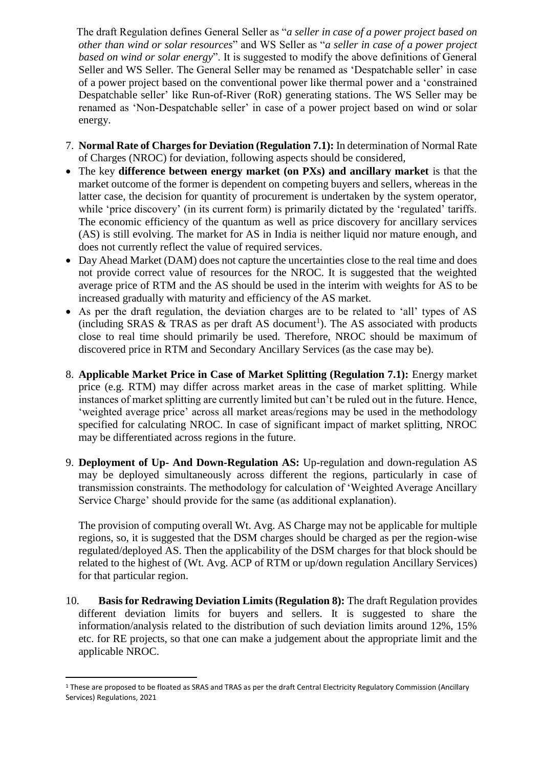The draft Regulation defines General Seller as "*a seller in case of a power project based on other than wind or solar resources*" and WS Seller as "*a seller in case of a power project based on wind or solar energy*". It is suggested to modify the above definitions of General Seller and WS Seller. The General Seller may be renamed as 'Despatchable seller' in case of a power project based on the conventional power like thermal power and a 'constrained Despatchable seller' like Run-of-River (RoR) generating stations. The WS Seller may be renamed as 'Non-Despatchable seller' in case of a power project based on wind or solar energy.

7. **Normal Rate of Charges for Deviation (Regulation 7.1):** In determination of Normal Rate of Charges (NROC) for deviation, following aspects should be considered,

- The key **difference between energy market (on PXs) and ancillary market** is that the market outcome of the former is dependent on competing buyers and sellers, whereas in the latter case, the decision for quantity of procurement is undertaken by the system operator, while 'price discovery' (in its current form) is primarily dictated by the 'regulated' tariffs. The economic efficiency of the quantum as well as price discovery for ancillary services (AS) is still evolving. The market for AS in India is neither liquid nor mature enough, and does not currently reflect the value of required services.
- Day Ahead Market (DAM) does not capture the uncertainties close to the real time and does not provide correct value of resources for the NROC. It is suggested that the weighted average price of RTM and the AS should be used in the interim with weights for AS to be increased gradually with maturity and efficiency of the AS market.
- As per the draft regulation, the deviation charges are to be related to 'all' types of AS (including SRAS & TRAS as per draft AS document[1]). The AS associated with products close to real time should primarily be used. Therefore, NROC should be maximum of discovered price in RTM and Secondary Ancillary Services (as the case may be).

8. **Applicable Market Price in Case of Market Splitting (Regulation 7.1):** Energy market price (e.g. RTM) may differ across market areas in the case of market splitting. While instances of market splitting are currently limited but can't be ruled out in the future. Hence, 'weighted average price' across all market areas/regions may be used in the methodology specified for calculating NROC. In case of significant impact of market splitting, NROC may be differentiated across regions in the future.

9. **Deployment of Up- And Down-Regulation AS:** Up-regulation and down-regulation AS may be deployed simultaneously across different the regions, particularly in case of transmission constraints. The methodology for calculation of 'Weighted Average Ancillary Service Charge' should provide for the same (as additional explanation).

   The provision of computing overall Wt. Avg. AS Charge may not be applicable for multiple regions, so, it is suggested that the DSM charges should be charged as per the region-wise regulated/deployed AS. Then the applicability of the DSM charges for that block should be related to the highest of (Wt. Avg. ACP of RTM or up/down regulation Ancillary Services) for that particular region.

10. **Basis for Redrawing Deviation Limits (Regulation 8):** The draft Regulation provides different deviation limits for buyers and sellers. It is suggested to share the information/analysis related to the distribution of such deviation limits around 12%, 15% etc. for RE projects, so that one can make a judgement about the appropriate limit and the applicable NROC.

---

[1] These are proposed to be floated as SRAS and TRAS as per the draft Central Electricity Regulatory Commission (Ancillary Services) Regulations, 2021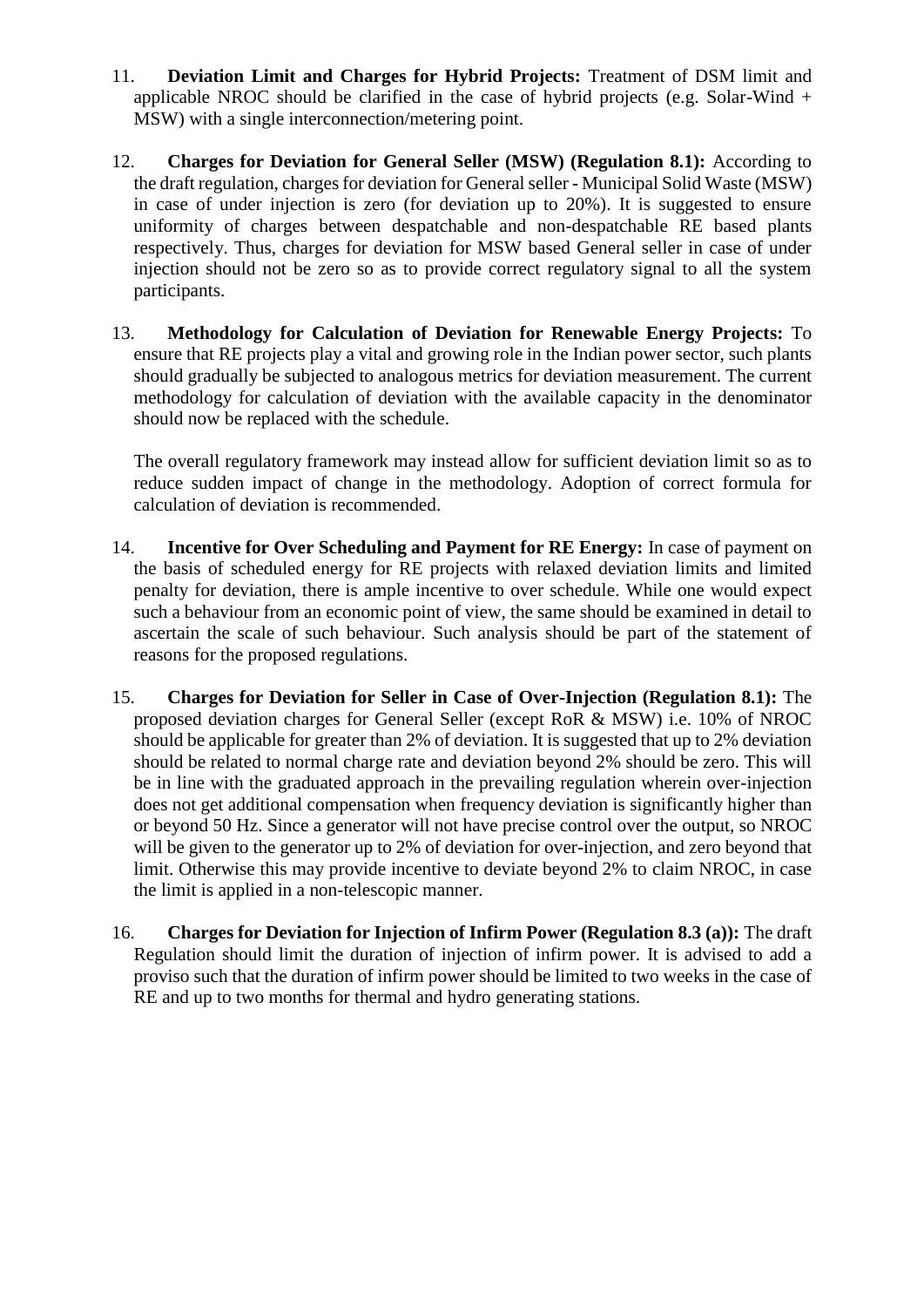11. **Deviation Limit and Charges for Hybrid Projects:** Treatment of DSM limit and applicable NROC should be clarified in the case of hybrid projects (e.g. Solar-Wind + MSW) with a single interconnection/metering point.

12. **Charges for Deviation for General Seller (MSW) (Regulation 8.1):** According to the draft regulation, charges for deviation for General seller - Municipal Solid Waste (MSW) in case of under injection is zero (for deviation up to 20%). It is suggested to ensure uniformity of charges between despatchable and non-despatchable RE based plants respectively. Thus, charges for deviation for MSW based General seller in case of under injection should not be zero so as to provide correct regulatory signal to all the system participants.

13. **Methodology for Calculation of Deviation for Renewable Energy Projects:** To ensure that RE projects play a vital and growing role in the Indian power sector, such plants should gradually be subjected to analogous metrics for deviation measurement. The current methodology for calculation of deviation with the available capacity in the denominator should now be replaced with the schedule.

    The overall regulatory framework may instead allow for sufficient deviation limit so as to reduce sudden impact of change in the methodology. Adoption of correct formula for calculation of deviation is recommended.

14. **Incentive for Over Scheduling and Payment for RE Energy:** In case of payment on the basis of scheduled energy for RE projects with relaxed deviation limits and limited penalty for deviation, there is ample incentive to over schedule. While one would expect such a behaviour from an economic point of view, the same should be examined in detail to ascertain the scale of such behaviour. Such analysis should be part of the statement of reasons for the proposed regulations.

15. **Charges for Deviation for Seller in Case of Over-Injection (Regulation 8.1):** The proposed deviation charges for General Seller (except RoR & MSW) i.e. 10% of NROC should be applicable for greater than 2% of deviation. It is suggested that up to 2% deviation should be related to normal charge rate and deviation beyond 2% should be zero. This will be in line with the graduated approach in the prevailing regulation wherein over-injection does not get additional compensation when frequency deviation is significantly higher than or beyond 50 Hz. Since a generator will not have precise control over the output, so NROC will be given to the generator up to 2% of deviation for over-injection, and zero beyond that limit. Otherwise this may provide incentive to deviate beyond 2% to claim NROC, in case the limit is applied in a non-telescopic manner.

16. **Charges for Deviation for Injection of Infirm Power (Regulation 8.3 (a)):** The draft Regulation should limit the duration of injection of infirm power. It is advised to add a proviso such that the duration of infirm power should be limited to two weeks in the case of RE and up to two months for thermal and hydro generating stations.